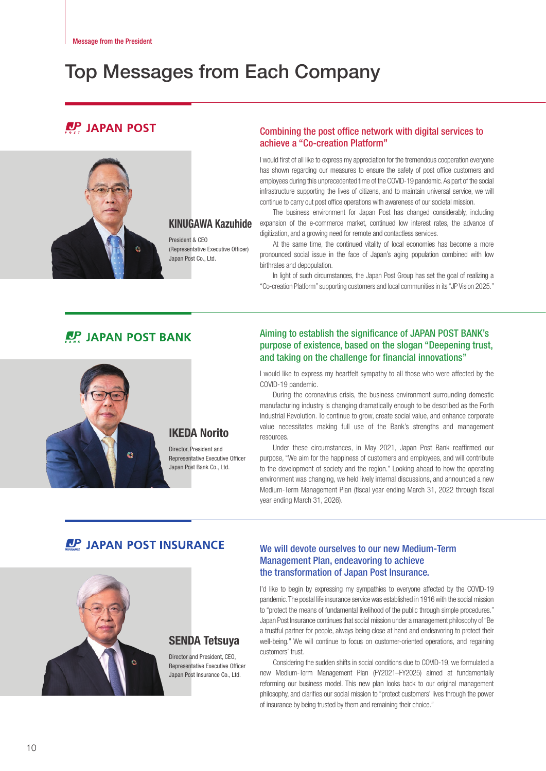Message from the President

# Top Messages from Each Company

## JAPAN POST

### KINUGAWA Kazuhide

President & CEO
(Representative Executive Officer)
Japan Post Co., Ltd.

### Combining the post office network with digital services to achieve a "Co-creation Platform"

I would first of all like to express my appreciation for the tremendous cooperation everyone has shown regarding our measures to ensure the safety of post office customers and employees during this unprecedented time of the COVID-19 pandemic. As part of the social infrastructure supporting the lives of citizens, and to maintain universal service, we will continue to carry out post office operations with awareness of our societal mission.

The business environment for Japan Post has changed considerably, including expansion of the e-commerce market, continued low interest rates, the advance of digitization, and a growing need for remote and contactless services.

At the same time, the continued vitality of local economies has become a more pronounced social issue in the face of Japan's aging population combined with low birthrates and depopulation.

In light of such circumstances, the Japan Post Group has set the goal of realizing a "Co-creation Platform" supporting customers and local communities in its "JP Vision 2025."

## JAPAN POST BANK

### IKEDA Norito

Director, President and
Representative Executive Officer
Japan Post Bank Co., Ltd.

### Aiming to establish the significance of JAPAN POST BANK's purpose of existence, based on the slogan "Deepening trust, and taking on the challenge for financial innovations"

I would like to express my heartfelt sympathy to all those who were affected by the COVID-19 pandemic.

During the coronavirus crisis, the business environment surrounding domestic manufacturing industry is changing dramatically enough to be described as the Forth Industrial Revolution. To continue to grow, create social value, and enhance corporate value necessitates making full use of the Bank's strengths and management resources.

Under these circumstances, in May 2021, Japan Post Bank reaffirmed our purpose, "We aim for the happiness of customers and employees, and will contribute to the development of society and the region." Looking ahead to how the operating environment was changing, we held lively internal discussions, and announced a new Medium-Term Management Plan (fiscal year ending March 31, 2022 through fiscal year ending March 31, 2026).

## JAPAN POST INSURANCE

### SENDA Tetsuya

Director and President, CEO,
Representative Executive Officer
Japan Post Insurance Co., Ltd.

### We will devote ourselves to our new Medium-Term Management Plan, endeavoring to achieve the transformation of Japan Post Insurance.

I'd like to begin by expressing my sympathies to everyone affected by the COVID-19 pandemic. The postal life insurance service was established in 1916 with the social mission to "protect the means of fundamental livelihood of the public through simple procedures." Japan Post Insurance continues that social mission under a management philosophy of "Be a trustful partner for people, always being close at hand and endeavoring to protect their well-being." We will continue to focus on customer-oriented operations, and regaining customers' trust.

Considering the sudden shifts in social conditions due to COVID-19, we formulated a new Medium-Term Management Plan (FY2021–FY2025) aimed at fundamentally reforming our business model. This new plan looks back to our original management philosophy, and clarifies our social mission to "protect customers' lives through the power of insurance by being trusted by them and remaining their choice."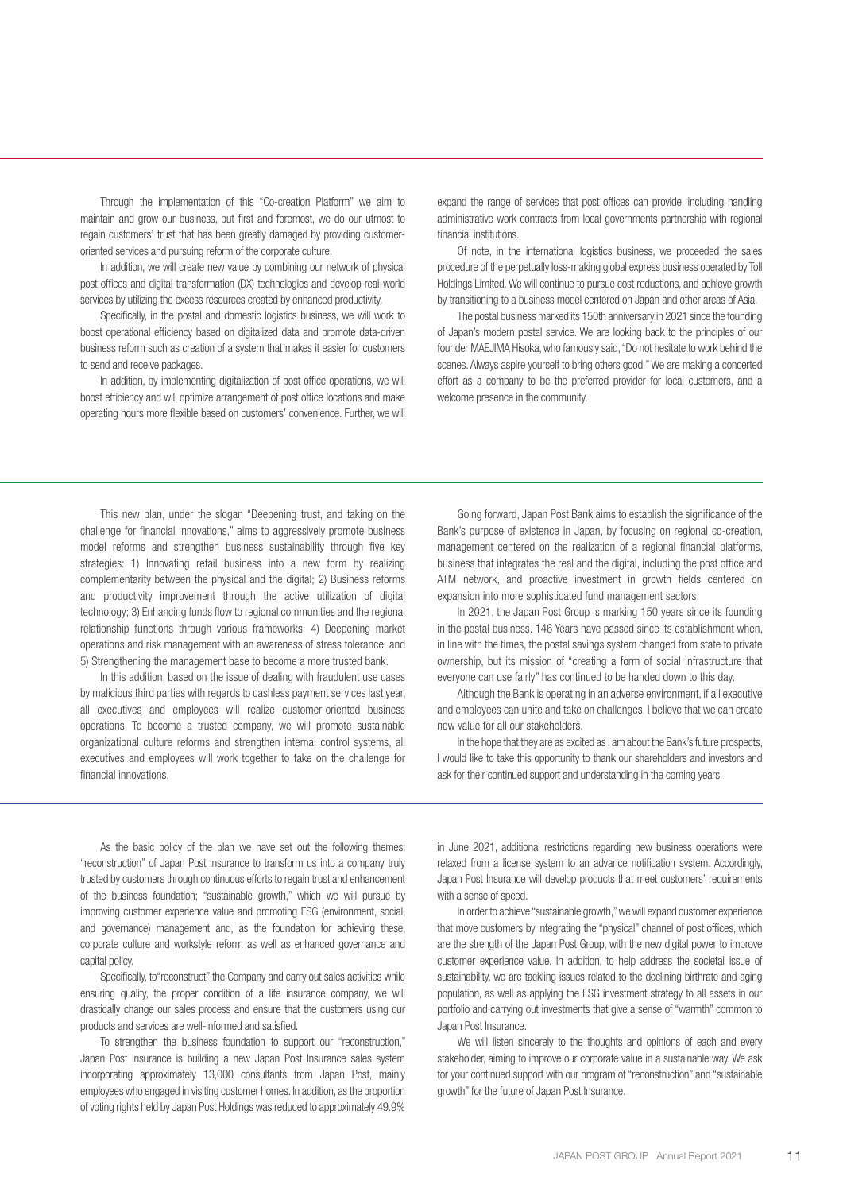Through the implementation of this "Co-creation Platform" we aim to maintain and grow our business, but first and foremost, we do our utmost to regain customers' trust that has been greatly damaged by providing customer-oriented services and pursuing reform of the corporate culture.

In addition, we will create new value by combining our network of physical post offices and digital transformation (DX) technologies and develop real-world services by utilizing the excess resources created by enhanced productivity.

Specifically, in the postal and domestic logistics business, we will work to boost operational efficiency based on digitalized data and promote data-driven business reform such as creation of a system that makes it easier for customers to send and receive packages.

In addition, by implementing digitalization of post office operations, we will boost efficiency and will optimize arrangement of post office locations and make operating hours more flexible based on customers' convenience. Further, we will expand the range of services that post offices can provide, including handling administrative work contracts from local governments partnership with regional financial institutions.

Of note, in the international logistics business, we proceeded the sales procedure of the perpetually loss-making global express business operated by Toll Holdings Limited. We will continue to pursue cost reductions, and achieve growth by transitioning to a business model centered on Japan and other areas of Asia.

The postal business marked its 150th anniversary in 2021 since the founding of Japan's modern postal service. We are looking back to the principles of our founder MAEJIMA Hisoka, who famously said, "Do not hesitate to work behind the scenes. Always aspire yourself to bring others good." We are making a concerted effort as a company to be the preferred provider for local customers, and a welcome presence in the community.

---

This new plan, under the slogan "Deepening trust, and taking on the challenge for financial innovations," aims to aggressively promote business model reforms and strengthen business sustainability through five key strategies: 1) Innovating retail business into a new form by realizing complementarity between the physical and the digital; 2) Business reforms and productivity improvement through the active utilization of digital technology; 3) Enhancing funds flow to regional communities and the regional relationship functions through various frameworks; 4) Deepening market operations and risk management with an awareness of stress tolerance; and 5) Strengthening the management base to become a more trusted bank.

In this addition, based on the issue of dealing with fraudulent use cases by malicious third parties with regards to cashless payment services last year, all executives and employees will realize customer-oriented business operations. To become a trusted company, we will promote sustainable organizational culture reforms and strengthen internal control systems, all executives and employees will work together to take on the challenge for financial innovations.

Going forward, Japan Post Bank aims to establish the significance of the Bank's purpose of existence in Japan, by focusing on regional co-creation, management centered on the realization of a regional financial platforms, business that integrates the real and the digital, including the post office and ATM network, and proactive investment in growth fields centered on expansion into more sophisticated fund management sectors.

In 2021, the Japan Post Group is marking 150 years since its founding in the postal business. 146 Years have passed since its establishment when, in line with the times, the postal savings system changed from state to private ownership, but its mission of "creating a form of social infrastructure that everyone can use fairly" has continued to be handed down to this day.

Although the Bank is operating in an adverse environment, if all executive and employees can unite and take on challenges, I believe that we can create new value for all our stakeholders.

In the hope that they are as excited as I am about the Bank's future prospects, I would like to take this opportunity to thank our shareholders and investors and ask for their continued support and understanding in the coming years.

---

As the basic policy of the plan we have set out the following themes: "reconstruction" of Japan Post Insurance to transform us into a company truly trusted by customers through continuous efforts to regain trust and enhancement of the business foundation; "sustainable growth," which we will pursue by improving customer experience value and promoting ESG (environment, social, and governance) management and, as the foundation for achieving these, corporate culture and workstyle reform as well as enhanced governance and capital policy.

Specifically, to"reconstruct" the Company and carry out sales activities while ensuring quality, the proper condition of a life insurance company, we will drastically change our sales process and ensure that the customers using our products and services are well-informed and satisfied.

To strengthen the business foundation to support our "reconstruction," Japan Post Insurance is building a new Japan Post Insurance sales system incorporating approximately 13,000 consultants from Japan Post, mainly employees who engaged in visiting customer homes. In addition, as the proportion of voting rights held by Japan Post Holdings was reduced to approximately 49.9% in June 2021, additional restrictions regarding new business operations were relaxed from a license system to an advance notification system. Accordingly, Japan Post Insurance will develop products that meet customers' requirements with a sense of speed.

In order to achieve "sustainable growth," we will expand customer experience that move customers by integrating the "physical" channel of post offices, which are the strength of the Japan Post Group, with the new digital power to improve customer experience value. In addition, to help address the societal issue of sustainability, we are tackling issues related to the declining birthrate and aging population, as well as applying the ESG investment strategy to all assets in our portfolio and carrying out investments that give a sense of "warmth" common to Japan Post Insurance.

We will listen sincerely to the thoughts and opinions of each and every stakeholder, aiming to improve our corporate value in a sustainable way. We ask for your continued support with our program of "reconstruction" and "sustainable growth" for the future of Japan Post Insurance.